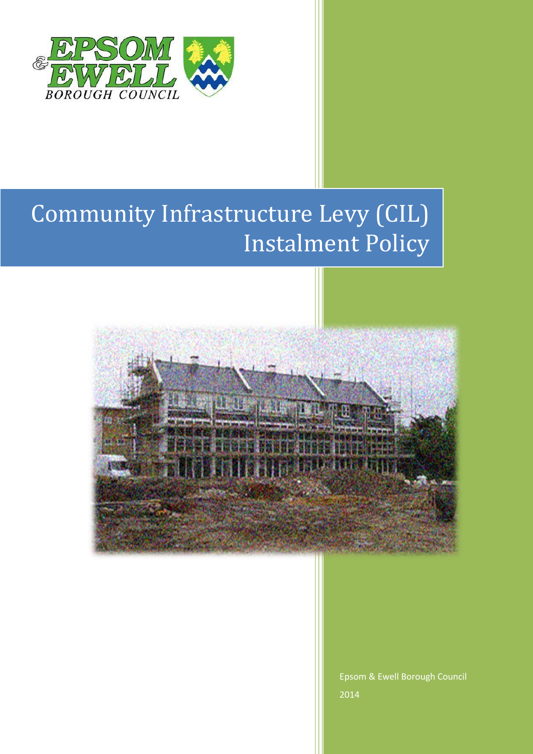EPSOM & EWELL BOROUGH COUNCIL

# Community Infrastructure Levy (CIL) Instalment Policy

Epsom & Ewell Borough Council

2014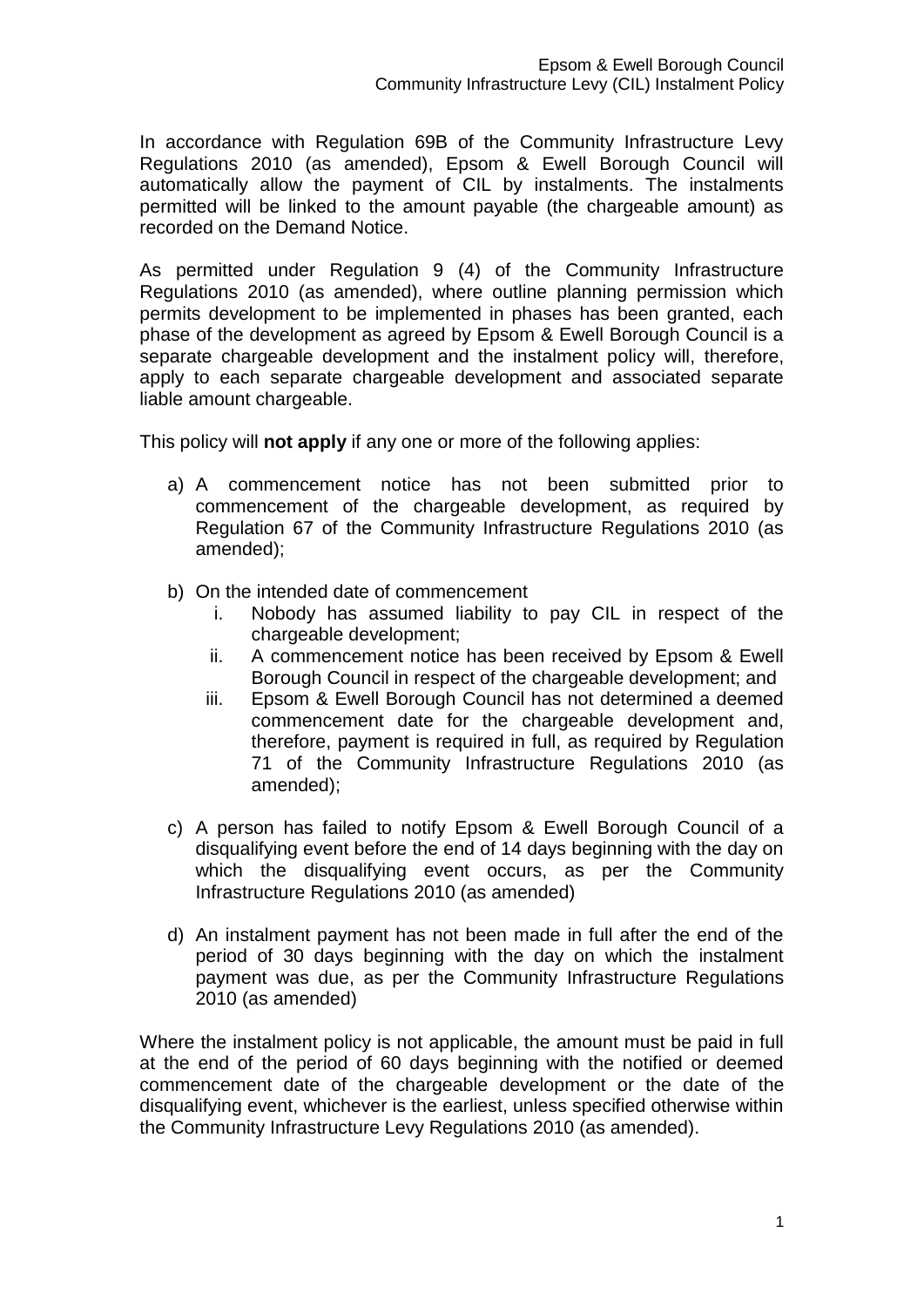In accordance with Regulation 69B of the Community Infrastructure Levy Regulations 2010 (as amended), Epsom & Ewell Borough Council will automatically allow the payment of CIL by instalments. The instalments permitted will be linked to the amount payable (the chargeable amount) as recorded on the Demand Notice.

As permitted under Regulation 9 (4) of the Community Infrastructure Regulations 2010 (as amended), where outline planning permission which permits development to be implemented in phases has been granted, each phase of the development as agreed by Epsom & Ewell Borough Council is a separate chargeable development and the instalment policy will, therefore, apply to each separate chargeable development and associated separate liable amount chargeable.

This policy will **not apply** if any one or more of the following applies:

a) A commencement notice has not been submitted prior to commencement of the chargeable development, as required by Regulation 67 of the Community Infrastructure Regulations 2010 (as amended);

b) On the intended date of commencement
   i. Nobody has assumed liability to pay CIL in respect of the chargeable development;
   ii. A commencement notice has been received by Epsom & Ewell Borough Council in respect of the chargeable development; and
   iii. Epsom & Ewell Borough Council has not determined a deemed commencement date for the chargeable development and, therefore, payment is required in full, as required by Regulation 71 of the Community Infrastructure Regulations 2010 (as amended);

c) A person has failed to notify Epsom & Ewell Borough Council of a disqualifying event before the end of 14 days beginning with the day on which the disqualifying event occurs, as per the Community Infrastructure Regulations 2010 (as amended)

d) An instalment payment has not been made in full after the end of the period of 30 days beginning with the day on which the instalment payment was due, as per the Community Infrastructure Regulations 2010 (as amended)

Where the instalment policy is not applicable, the amount must be paid in full at the end of the period of 60 days beginning with the notified or deemed commencement date of the chargeable development or the date of the disqualifying event, whichever is the earliest, unless specified otherwise within the Community Infrastructure Levy Regulations 2010 (as amended).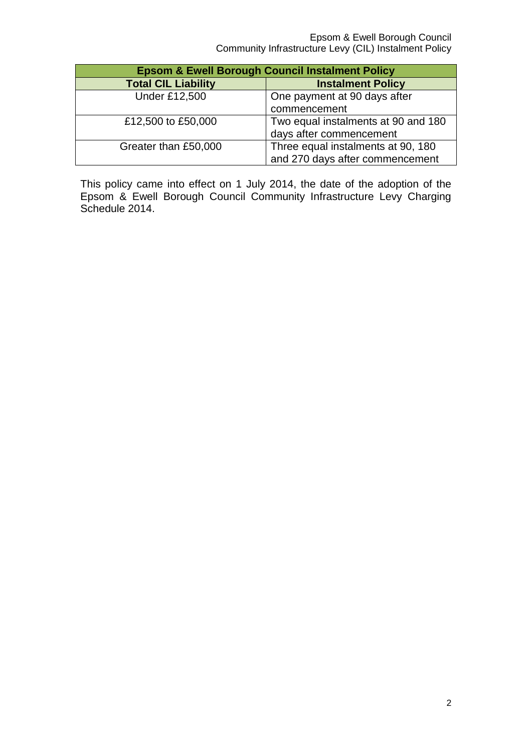| Epsom & Ewell Borough Council Instalment Policy | |
|---|---|
| **Total CIL Liability** | **Instalment Policy** |
| Under £12,500 | One payment at 90 days after commencement |
| £12,500 to £50,000 | Two equal instalments at 90 and 180 days after commencement |
| Greater than £50,000 | Three equal instalments at 90, 180 and 270 days after commencement |

This policy came into effect on 1 July 2014, the date of the adoption of the Epsom & Ewell Borough Council Community Infrastructure Levy Charging Schedule 2014.